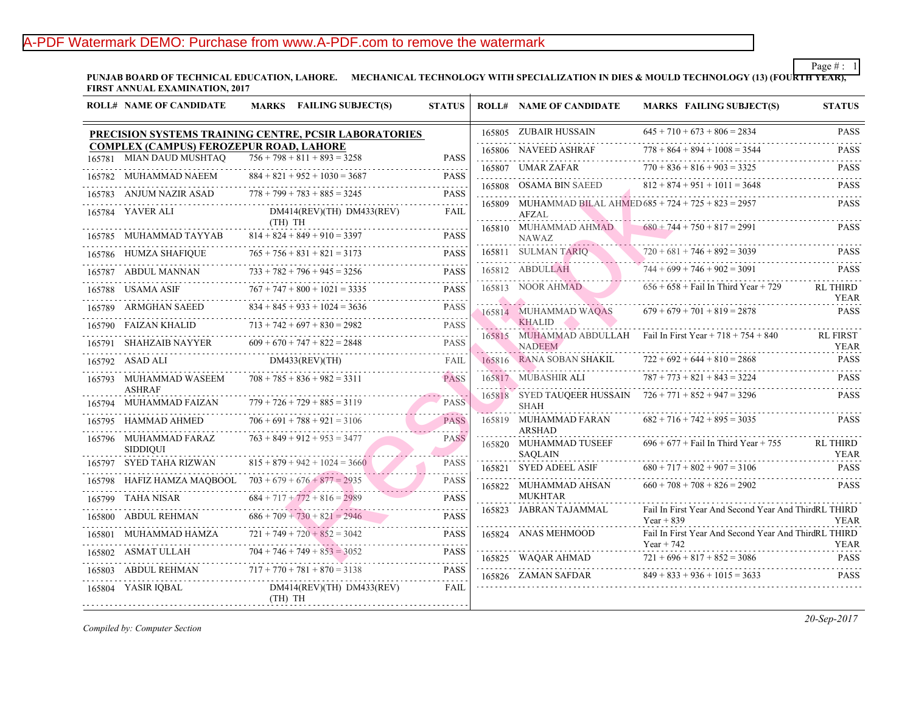**PUNJAB BOARD OF TECHNICAL EDUCATION, LAHORE. MECHANICAL TECHNOLOGY WITH SPECIALIZATION IN DIES & MOULD TECHNOLOGY (13) (FOURTH YEAR), FIRST ANNUAL EXAMINATION, 2017**

### PRECISION SYSTEMS TRAINING CENTRE, PCSIR LABORATORIES COMPLEX (CAMPUS) FEROZEPUR ROAD, LAHORE

| ROLL# | NAME OF CANDIDATE | MARKS FAILING SUBJECT(S) | STATUS |
|---|---|---|---|
| 165781 | MIAN DAUD MUSHTAQ | 756 + 798 + 811 + 893 = 3258 | PASS |
| 165782 | MUHAMMAD NAEEM | 884 + 821 + 952 + 1030 = 3687 | PASS |
| 165783 | ANJUM NAZIR ASAD | 778 + 799 + 783 + 885 = 3245 | PASS |
| 165784 | YAVER ALI | DM414(REV)(TH) DM433(REV)(TH) TH | FAIL |
| 165785 | MUHAMMAD TAYYAB | 814 + 824 + 849 + 910 = 3397 | PASS |
| 165786 | HUMZA SHAFIQUE | 765 + 756 + 831 + 821 = 3173 | PASS |
| 165787 | ABDUL MANNAN | 733 + 782 + 796 + 945 = 3256 | PASS |
| 165788 | USAMA ASIF | 767 + 747 + 800 + 1021 = 3335 | PASS |
| 165789 | ARMGHAN SAEED | 834 + 845 + 933 + 1024 = 3636 | PASS |
| 165790 | FAIZAN KHALID | 713 + 742 + 697 + 830 = 2982 | PASS |
| 165791 | SHAHZAIB NAYYER | 609 + 670 + 747 + 822 = 2848 | PASS |
| 165792 | ASAD ALI | DM433(REV)(TH) | FAIL |
| 165793 | MUHAMMAD WASEEM ASHRAF | 708 + 785 + 836 + 982 = 3311 | PASS |
| 165794 | MUHAMMAD FAIZAN | 779 + 726 + 729 + 885 = 3119 | PASS |
| 165795 | HAMMAD AHMED | 706 + 691 + 788 + 921 = 3106 | PASS |
| 165796 | MUHAMMAD FARAZ SIDDIQUI | 763 + 849 + 912 + 953 = 3477 | PASS |
| 165797 | SYED TAHA RIZWAN | 815 + 879 + 942 + 1024 = 3660 | PASS |
| 165798 | HAFIZ HAMZA MAQBOOL | 703 + 679 + 676 + 877 = 2935 | PASS |
| 165799 | TAHA NISAR | 684 + 717 + 772 + 816 = 2989 | PASS |
| 165800 | ABDUL REHMAN | 686 + 709 + 730 + 821 = 2946 | PASS |
| 165801 | MUHAMMAD HAMZA | 721 + 749 + 720 + 852 = 3042 | PASS |
| 165802 | ASMAT ULLAH | 704 + 746 + 749 + 853 = 3052 | PASS |
| 165803 | ABDUL REHMAN | 717 + 770 + 781 + 870 = 3138 | PASS |
| 165804 | YASIR IQBAL | DM414(REV)(TH) DM433(REV)(TH) TH | FAIL |
| 165805 | ZUBAIR HUSSAIN | 645 + 710 + 673 + 806 = 2834 | PASS |
| 165806 | NAVEED ASHRAF | 778 + 864 + 894 + 1008 = 3544 | PASS |
| 165807 | UMAR ZAFAR | 770 + 836 + 816 + 903 = 3325 | PASS |
| 165808 | OSAMA BIN SAEED | 812 + 874 + 951 + 1011 = 3648 | PASS |
| 165809 | MUHAMMAD BILAL AHMED AFZAL | 685 + 724 + 725 + 823 = 2957 | PASS |
| 165810 | MUHAMMAD AHMAD NAWAZ | 680 + 744 + 750 + 817 = 2991 | PASS |
| 165811 | SULMAN TARIQ | 720 + 681 + 746 + 892 = 3039 | PASS |
| 165812 | ABDULLAH | 744 + 699 + 746 + 902 = 3091 | PASS |
| 165813 | NOOR AHMAD | 656 + 658 + Fail In Third Year + 729 | RL THIRD YEAR |
| 165814 | MUHAMMAD WAQAS KHALID | 679 + 679 + 701 + 819 = 2878 | PASS |
| 165815 | MUHAMMAD ABDULLAH NADEEM | Fail In First Year + 718 + 754 + 840 | RL FIRST YEAR |
| 165816 | RANA SOBAN SHAKIL | 722 + 692 + 644 + 810 = 2868 | PASS |
| 165817 | MUBASHIR ALI | 787 + 773 + 821 + 843 = 3224 | PASS |
| 165818 | SYED TAUQEER HUSSAIN SHAH | 726 + 771 + 852 + 947 = 3296 | PASS |
| 165819 | MUHAMMAD FARAN ARSHAD | 682 + 716 + 742 + 895 = 3035 | PASS |
| 165820 | MUHAMMAD TUSEEF SAQLAIN | 696 + 677 + Fail In Third Year + 755 | RL THIRD YEAR |
| 165821 | SYED ADEEL ASIF | 680 + 717 + 802 + 907 = 3106 | PASS |
| 165822 | MUHAMMAD AHSAN MUKHTAR | 660 + 708 + 708 + 826 = 2902 | PASS |
| 165823 | JABRAN TAJAMMAL | Fail In First Year And Second Year And Third Year + 839 | RL THIRD YEAR |
| 165824 | ANAS MEHMOOD | Fail In First Year And Second Year And Third Year + 742 | RL THIRD YEAR |
| 165825 | WAQAR AHMAD | 721 + 696 + 817 + 852 = 3086 | PASS |
| 165826 | ZAMAN SAFDAR | 849 + 833 + 936 + 1015 = 3633 | PASS |

*Compiled by: Computer Section*

*20-Sep-2017*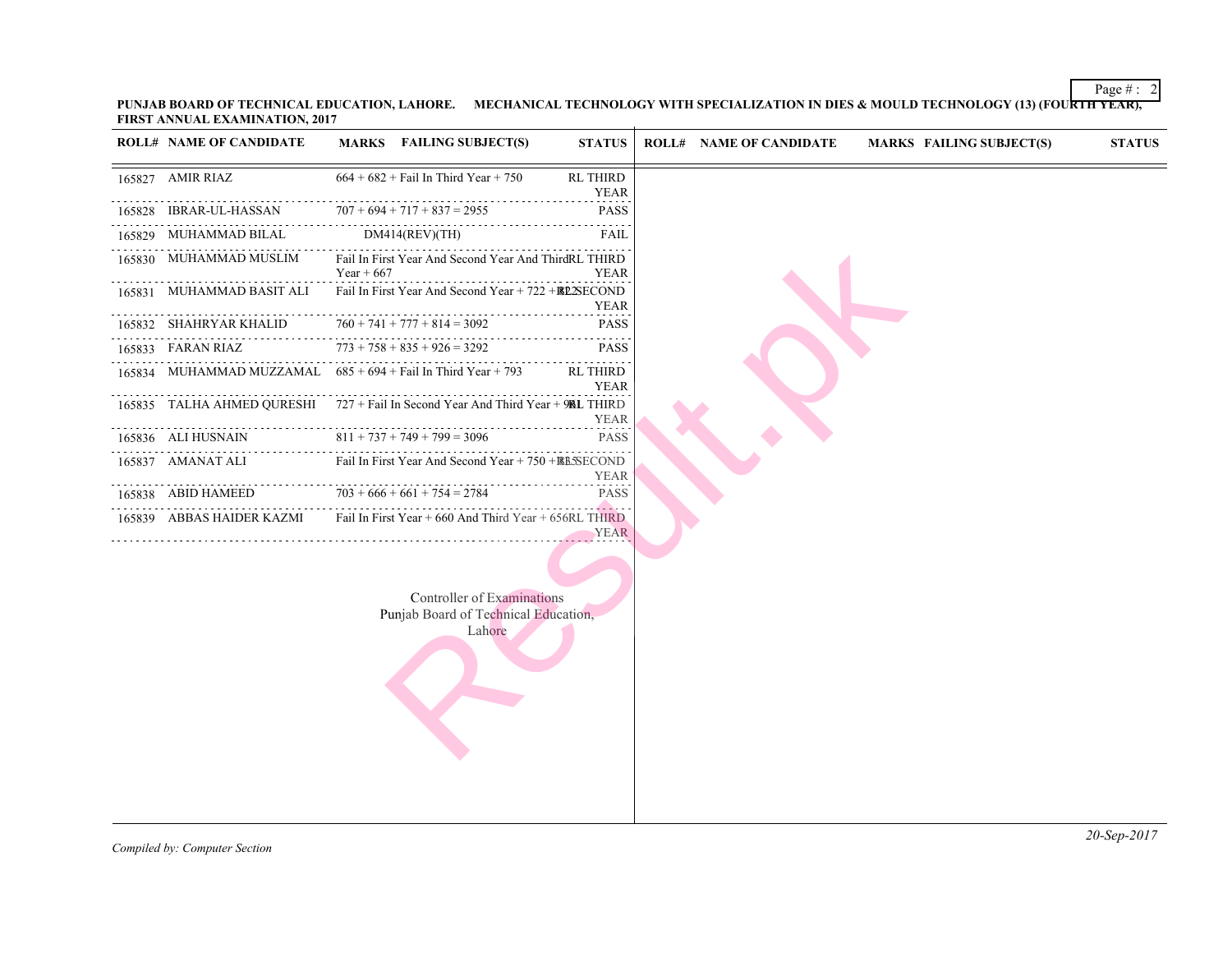**PUNJAB BOARD OF TECHNICAL EDUCATION, LAHORE. MECHANICAL TECHNOLOGY WITH SPECIALIZATION IN DIES & MOULD TECHNOLOGY (13) (FOURTH YEAR), FIRST ANNUAL EXAMINATION, 2017**

| ROLL# | NAME OF CANDIDATE | MARKS FAILING SUBJECT(S) | STATUS |
|---|---|---|---|
| 165827 | AMIR RIAZ | 664 + 682 + Fail In Third Year + 750 | RL THIRD YEAR |
| 165828 | IBRAR-UL-HASSAN | 707 + 694 + 717 + 837 = 2955 | PASS |
| 165829 | MUHAMMAD BILAL | DM414(REV)(TH) | FAIL |
| 165830 | MUHAMMAD MUSLIM | Fail In First Year And Second Year And Third Year + 667 | RL THIRD YEAR |
| 165831 | MUHAMMAD BASIT ALI | Fail In First Year And Second Year + 722 + 812 | RL SECOND YEAR |
| 165832 | SHAHRYAR KHALID | 760 + 741 + 777 + 814 = 3092 | PASS |
| 165833 | FARAN RIAZ | 773 + 758 + 835 + 926 = 3292 | PASS |
| 165834 | MUHAMMAD MUZZAMAL | 685 + 694 + Fail In Third Year + 793 | RL THIRD YEAR |
| 165835 | TALHA AHMED QURESHI | 727 + Fail In Second Year And Third Year + 9?? | RL THIRD YEAR |
| 165836 | ALI HUSNAIN | 811 + 737 + 749 + 799 = 3096 | PASS |
| 165837 | AMANAT ALI | Fail In First Year And Second Year + 750 + 815 | RL SECOND YEAR |
| 165838 | ABID HAMEED | 703 + 666 + 661 + 754 = 2784 | PASS |
| 165839 | ABBAS HAIDER KAZMI | Fail In First Year + 660 And Third Year + 656 | RL THIRD YEAR |

Controller of Examinations
Punjab Board of Technical Education,
Lahore

*Compiled by: Computer Section*

*20-Sep-2017*